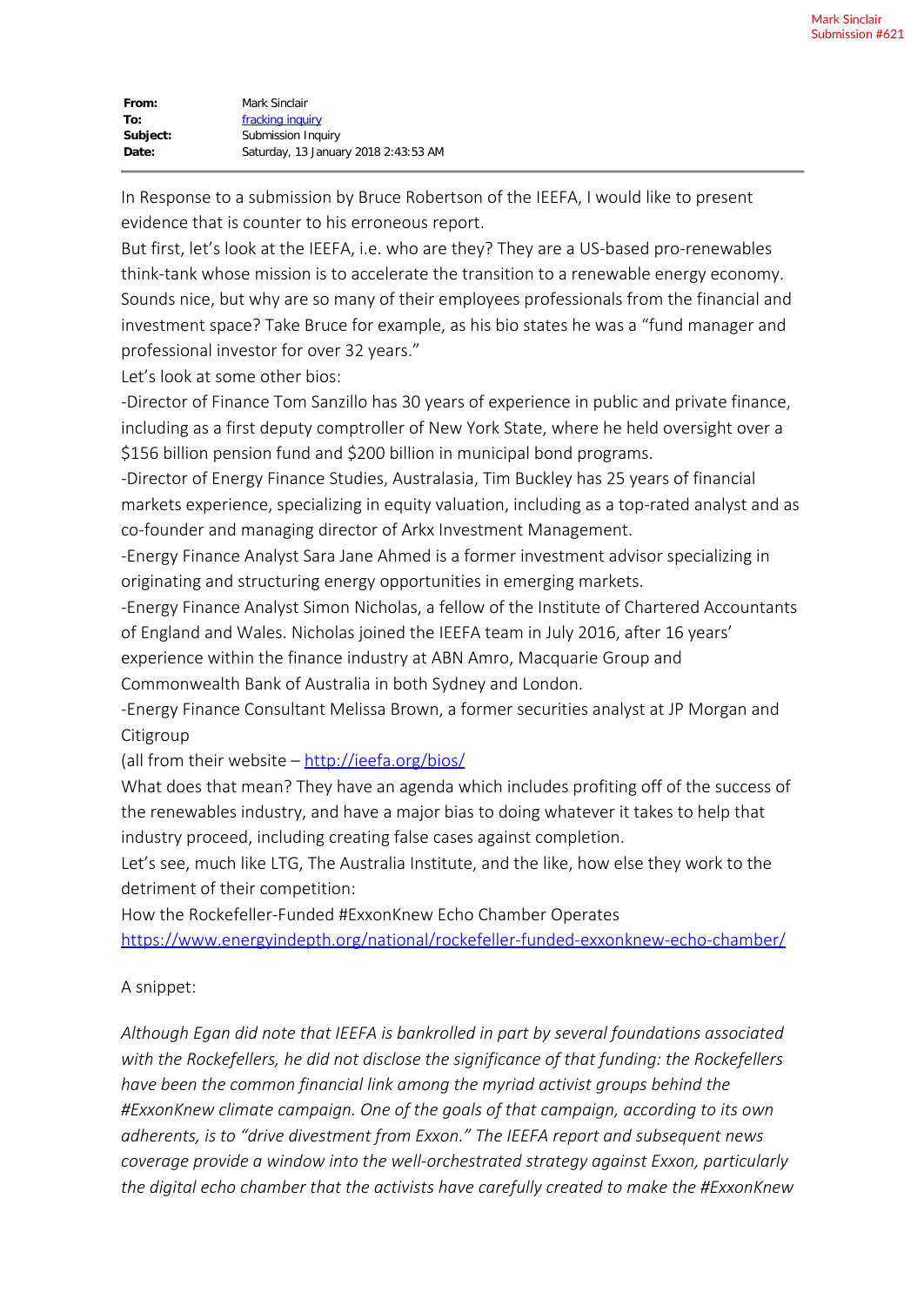Mark Sinclair
Submission #621

**From:** Mark Sinclair
**To:** fracking inquiry
**Subject:** Submission Inquiry
**Date:** Saturday, 13 January 2018 2:43:53 AM

---

In Response to a submission by Bruce Robertson of the IEEFA, I would like to present evidence that is counter to his erroneous report.

But first, let's look at the IEEFA, i.e. who are they? They are a US-based pro-renewables think-tank whose mission is to accelerate the transition to a renewable energy economy. Sounds nice, but why are so many of their employees professionals from the financial and investment space? Take Bruce for example, as his bio states he was a "fund manager and professional investor for over 32 years."

Let's look at some other bios:

-Director of Finance Tom Sanzillo has 30 years of experience in public and private finance, including as a first deputy comptroller of New York State, where he held oversight over a $156 billion pension fund and $200 billion in municipal bond programs.

-Director of Energy Finance Studies, Australasia, Tim Buckley has 25 years of financial markets experience, specializing in equity valuation, including as a top-rated analyst and as co-founder and managing director of Arkx Investment Management.

-Energy Finance Analyst Sara Jane Ahmed is a former investment advisor specializing in originating and structuring energy opportunities in emerging markets.

-Energy Finance Analyst Simon Nicholas, a fellow of the Institute of Chartered Accountants of England and Wales. Nicholas joined the IEEFA team in July 2016, after 16 years' experience within the finance industry at ABN Amro, Macquarie Group and Commonwealth Bank of Australia in both Sydney and London.

-Energy Finance Consultant Melissa Brown, a former securities analyst at JP Morgan and Citigroup

(all from their website – http://ieefa.org/bios/

What does that mean? They have an agenda which includes profiting off of the success of the renewables industry, and have a major bias to doing whatever it takes to help that industry proceed, including creating false cases against completion.

Let's see, much like LTG, The Australia Institute, and the like, how else they work to the detriment of their competition:

How the Rockefeller-Funded #ExxonKnew Echo Chamber Operates
https://www.energyindepth.org/national/rockefeller-funded-exxonknew-echo-chamber/

A snippet:

*Although Egan did note that IEEFA is bankrolled in part by several foundations associated with the Rockefellers, he did not disclose the significance of that funding: the Rockefellers have been the common financial link among the myriad activist groups behind the #ExxonKnew climate campaign. One of the goals of that campaign, according to its own adherents, is to "drive divestment from Exxon." The IEEFA report and subsequent news coverage provide a window into the well-orchestrated strategy against Exxon, particularly the digital echo chamber that the activists have carefully created to make the #ExxonKnew*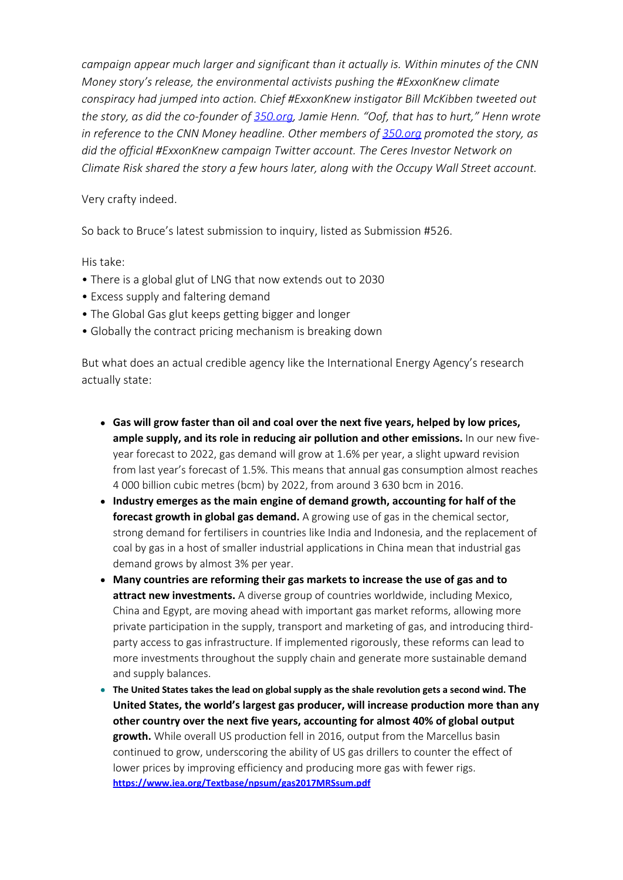*campaign appear much larger and significant than it actually is. Within minutes of the CNN Money story's release, the environmental activists pushing the #ExxonKnew climate conspiracy had jumped into action. Chief #ExxonKnew instigator Bill McKibben tweeted out the story, as did the co-founder of [350.org](350.org), Jamie Henn. "Oof, that has to hurt," Henn wrote in reference to the CNN Money headline. Other members of [350.org](350.org) promoted the story, as did the official #ExxonKnew campaign Twitter account. The Ceres Investor Network on Climate Risk shared the story a few hours later, along with the Occupy Wall Street account.*

Very crafty indeed.

So back to Bruce's latest submission to inquiry, listed as Submission #526.

His take:

- There is a global glut of LNG that now extends out to 2030
- Excess supply and faltering demand
- The Global Gas glut keeps getting bigger and longer
- Globally the contract pricing mechanism is breaking down

But what does an actual credible agency like the International Energy Agency's research actually state:

- **Gas will grow faster than oil and coal over the next five years, helped by low prices, ample supply, and its role in reducing air pollution and other emissions.** In our new five-year forecast to 2022, gas demand will grow at 1.6% per year, a slight upward revision from last year's forecast of 1.5%. This means that annual gas consumption almost reaches 4 000 billion cubic metres (bcm) by 2022, from around 3 630 bcm in 2016.
- **Industry emerges as the main engine of demand growth, accounting for half of the forecast growth in global gas demand.** A growing use of gas in the chemical sector, strong demand for fertilisers in countries like India and Indonesia, and the replacement of coal by gas in a host of smaller industrial applications in China mean that industrial gas demand grows by almost 3% per year.
- **Many countries are reforming their gas markets to increase the use of gas and to attract new investments.** A diverse group of countries worldwide, including Mexico, China and Egypt, are moving ahead with important gas market reforms, allowing more private participation in the supply, transport and marketing of gas, and introducing third-party access to gas infrastructure. If implemented rigorously, these reforms can lead to more investments throughout the supply chain and generate more sustainable demand and supply balances.
- **The United States takes the lead on global supply as the shale revolution gets a second wind. The United States, the world's largest gas producer, will increase production more than any other country over the next five years, accounting for almost 40% of global output growth.** While overall US production fell in 2016, output from the Marcellus basin continued to grow, underscoring the ability of US gas drillers to counter the effect of lower prices by improving efficiency and producing more gas with fewer rigs. **[https://www.iea.org/Textbase/npsum/gas2017MRSsum.pdf](https://www.iea.org/Textbase/npsum/gas2017MRSsum.pdf)**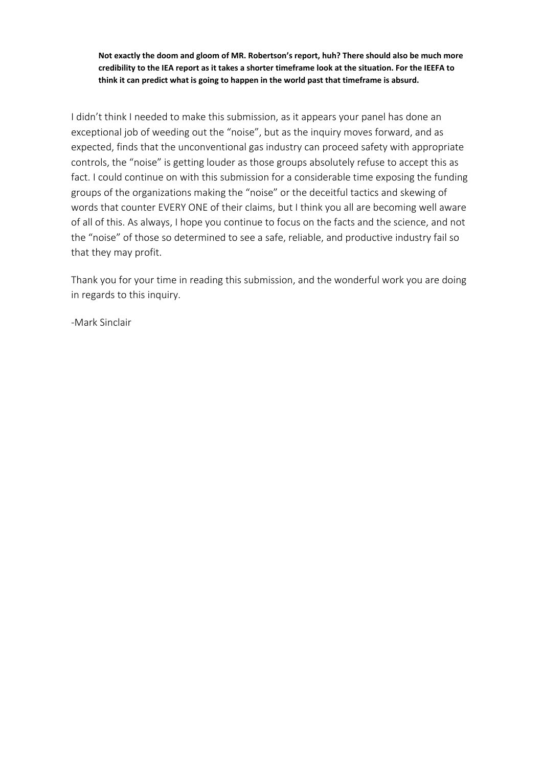**Not exactly the doom and gloom of MR. Robertson's report, huh? There should also be much more credibility to the IEA report as it takes a shorter timeframe look at the situation. For the IEEFA to think it can predict what is going to happen in the world past that timeframe is absurd.**

I didn't think I needed to make this submission, as it appears your panel has done an exceptional job of weeding out the "noise", but as the inquiry moves forward, and as expected, finds that the unconventional gas industry can proceed safety with appropriate controls, the "noise" is getting louder as those groups absolutely refuse to accept this as fact. I could continue on with this submission for a considerable time exposing the funding groups of the organizations making the "noise" or the deceitful tactics and skewing of words that counter EVERY ONE of their claims, but I think you all are becoming well aware of all of this. As always, I hope you continue to focus on the facts and the science, and not the "noise" of those so determined to see a safe, reliable, and productive industry fail so that they may profit.

Thank you for your time in reading this submission, and the wonderful work you are doing in regards to this inquiry.

-Mark Sinclair